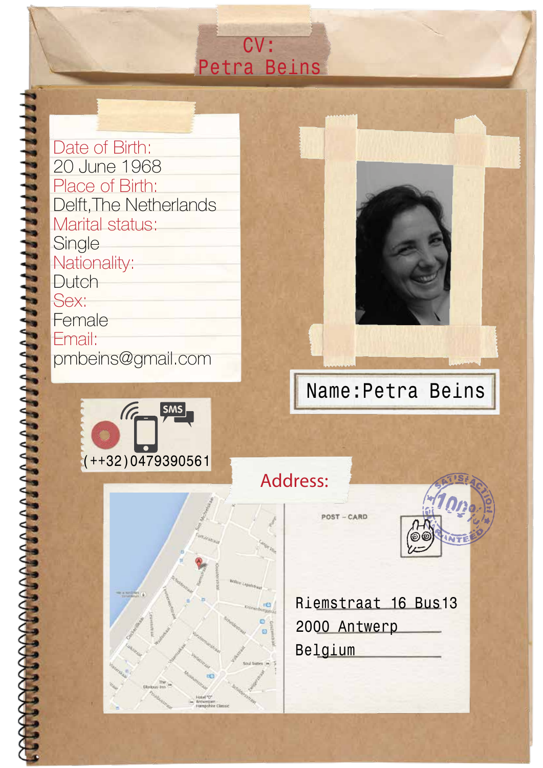# CV: Petra Beins

**Date of Birth:**
20 June 1968

**Place of Birth:**
Delft, The Netherlands

**Marital status:**
Single

**Nationality:**
Dutch

**Sex:**
Female

**Email:**
pmbeins@gmail.com

**Name:** Petra Beins

SMS

(++32)0479390561

**Address:**

POST – CARD

Riemstraat 16 Bus13
2000 Antwerp
Belgium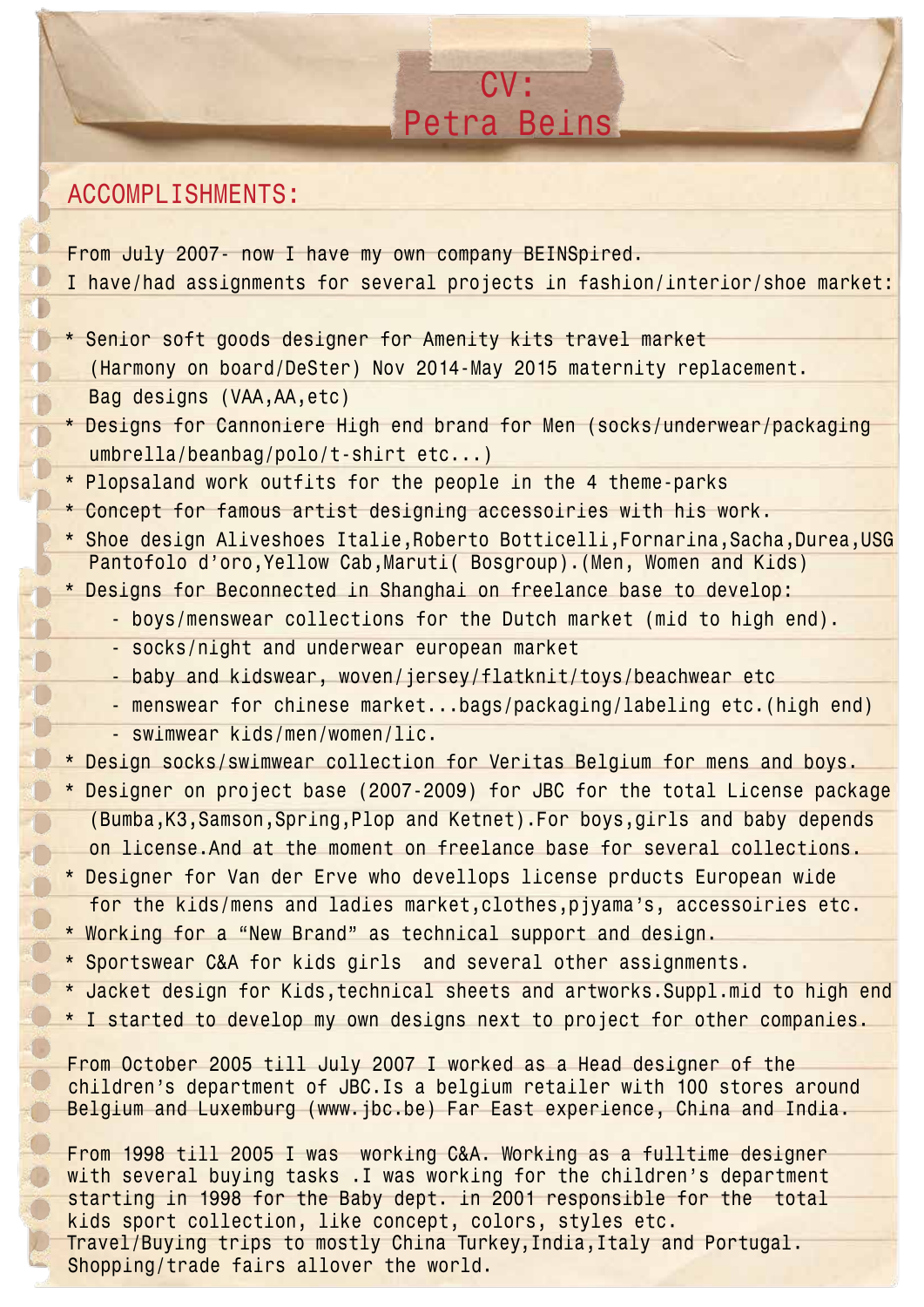# CV:
# Petra Beins

## ACCOMPLISHMENTS:

From July 2007- now I have my own company BEINSpired.
I have/had assignments for several projects in fashion/interior/shoe market:

* Senior soft goods designer for Amenity kits travel market (Harmony on board/DeSter) Nov 2014-May 2015 maternity replacement. Bag designs (VAA,AA,etc)
* Designs for Cannoniere High end brand for Men (socks/underwear/packaging umbrella/beanbag/polo/t-shirt etc...)
* Plopsaland work outfits for the people in the 4 theme-parks
* Concept for famous artist designing accessoires with his work.
* Shoe design Aliveshoes Italie,Roberto Botticelli,Fornarina,Sacha,Durea,USG Pantofolo d'oro,Yellow Cab,Maruti( Bosgroup).(Men, Women and Kids)
* Designs for Beconnected in Shanghai on freelance base to develop:
  - boys/menswear collections for the Dutch market (mid to high end).
  - socks/night and underwear european market
  - baby and kidswear, woven/jersey/flatknit/toys/beachwear etc
  - menswear for chinese market...bags/packaging/labeling etc.(high end)
  - swimwear kids/men/women/lic.
* Design socks/swimwear collection for Veritas Belgium for mens and boys.
* Designer on project base (2007-2009) for JBC for the total License package (Bumba,K3,Samson,Spring,Plop and Ketnet).For boys,girls and baby depends on license.And at the moment on freelance base for several collections.
* Designer for Van der Erve who devellops license prducts European wide for the kids/mens and ladies market,clothes,pjyama's, accessoires etc.
* Working for a "New Brand" as technical support and design.
* Sportswear C&A for kids girls and several other assignments.
* Jacket design for Kids,technical sheets and artworks.Suppl.mid to high end
* I started to develop my own designs next to project for other companies.

From October 2005 till July 2007 I worked as a Head designer of the children's department of JBC.Is a belgium retailer with 100 stores around Belgium and Luxemburg (www.jbc.be) Far East experience, China and India.

From 1998 till 2005 I was working C&A. Working as a fulltime designer with several buying tasks .I was working for the children's department starting in 1998 for the Baby dept. in 2001 responsible for the total kids sport collection, like concept, colors, styles etc.
Travel/Buying trips to mostly China Turkey,India,Italy and Portugal.
Shopping/trade fairs allover the world.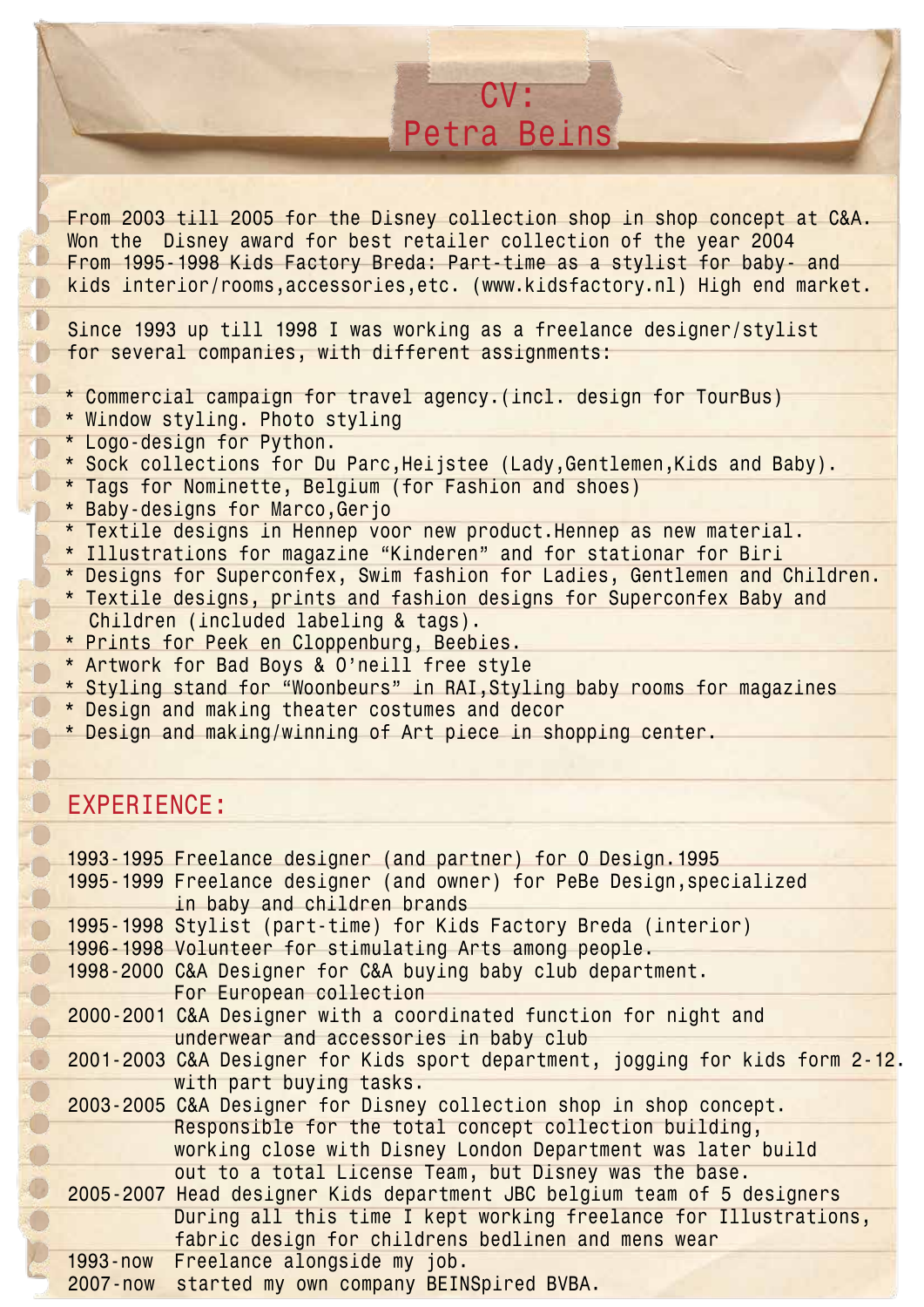# CV: Petra Beins

From 2003 till 2005 for the Disney collection shop in shop concept at C&A.
Won the Disney award for best retailer collection of the year 2004
From 1995-1998 Kids Factory Breda: Part-time as a stylist for baby- and kids interior/rooms,accessories,etc. (www.kidsfactory.nl) High end market.

Since 1993 up till 1998 I was working as a freelance designer/stylist for several companies, with different assignments:

* Commercial campaign for travel agency.(incl. design for TourBus)
* Window styling. Photo styling
* Logo-design for Python.
* Sock collections for Du Parc,Heijstee (Lady,Gentlemen,Kids and Baby).
* Tags for Nominette, Belgium (for Fashion and shoes)
* Baby-designs for Marco,Gerjo
* Textile designs in Hennep voor new product.Hennep as new material.
* Illustrations for magazine “Kinderen” and for stationar for Biri
* Designs for Superconfex, Swim fashion for Ladies, Gentlemen and Children.
* Textile designs, prints and fashion designs for Superconfex Baby and Children (included labeling & tags).
* Prints for Peek en Cloppenburg, Beebies.
* Artwork for Bad Boys & O’neill free style
* Styling stand for “Woonbeurs” in RAI,Styling baby rooms for magazines
* Design and making theater costumes and decor
* Design and making/winning of Art piece in shopping center.

## EXPERIENCE:

1993-1995 Freelance designer (and partner) for O Design.1995
1995-1999 Freelance designer (and owner) for PeBe Design,specialized in baby and children brands
1995-1998 Stylist (part-time) for Kids Factory Breda (interior)
1996-1998 Volunteer for stimulating Arts among people.
1998-2000 C&A Designer for C&A buying baby club department. For European collection
2000-2001 C&A Designer with a coordinated function for night and underwear and accessories in baby club
2001-2003 C&A Designer for Kids sport department, jogging for kids form 2-12. with part buying tasks.
2003-2005 C&A Designer for Disney collection shop in shop concept. Responsible for the total concept collection building, working close with Disney London Department was later build out to a total License Team, but Disney was the base.
2005-2007 Head designer Kids department JBC belgium team of 5 designers During all this time I kept working freelance for Illustrations, fabric design for childrens bedlinen and mens wear
1993-now Freelance alongside my job.
2007-now started my own company BEINSpired BVBA.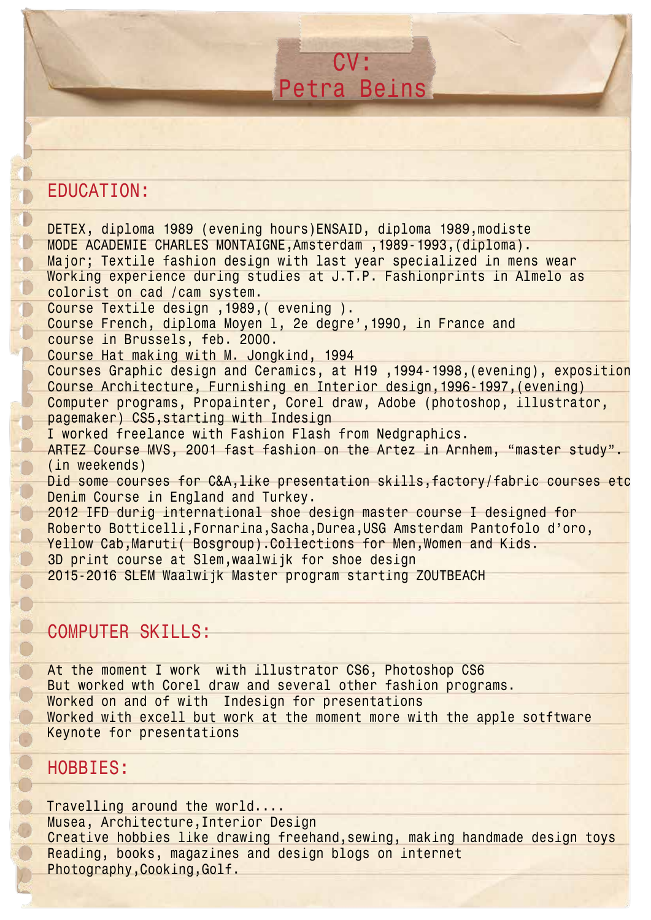# CV:
# Petra Beins

## EDUCATION:

DETEX, diploma 1989 (evening hours)ENSAID, diploma 1989,modiste
MODE ACADEMIE CHARLES MONTAIGNE,Amsterdam ,1989-1993,(diploma).
Major; Textile fashion design with last year specialized in mens wear
Working experience during studies at J.T.P. Fashionprints in Almelo as colorist on cad /cam system.
Course Textile design ,1989,( evening ).
Course French, diploma Moyen l, 2e degre',1990, in France and course in Brussels, feb. 2000.
Course Hat making with M. Jongkind, 1994
Courses Graphic design and Ceramics, at H19 ,1994-1998,(evening), exposition
Course Architecture, Furnishing en Interior design,1996-1997,(evening)
Computer programs, Propainter, Corel draw, Adobe (photoshop, illustrator, pagemaker) CS5,starting with Indesign
I worked freelance with Fashion Flash from Nedgraphics.
ARTEZ Course MVS, 2001 fast fashion on the Artez in Arnhem, “master study”. (in weekends)
Did some courses for C&A,like presentation skills,factory/fabric courses etc
Denim Course in England and Turkey.
2012 IFD durig international shoe design master course I designed for Roberto Botticelli,Fornarina,Sacha,Durea,USG Amsterdam Pantofolo d'oro, Yellow Cab,Maruti( Bosgroup).Collections for Men,Women and Kids.
3D print course at Slem,waalwijk for shoe design
2015-2016 SLEM Waalwijk Master program starting ZOUTBEACH

## COMPUTER SKILLS:

At the moment I work with illustrator CS6, Photoshop CS6
But worked wth Corel draw and several other fashion programs.
Worked on and of with Indesign for presentations
Worked with excell but work at the moment more with the apple sotftware Keynote for presentations

## HOBBIES:

Travelling around the world....
Musea, Architecture,Interior Design
Creative hobbies like drawing freehand,sewing, making handmade design toys
Reading, books, magazines and design blogs on internet
Photography,Cooking,Golf.